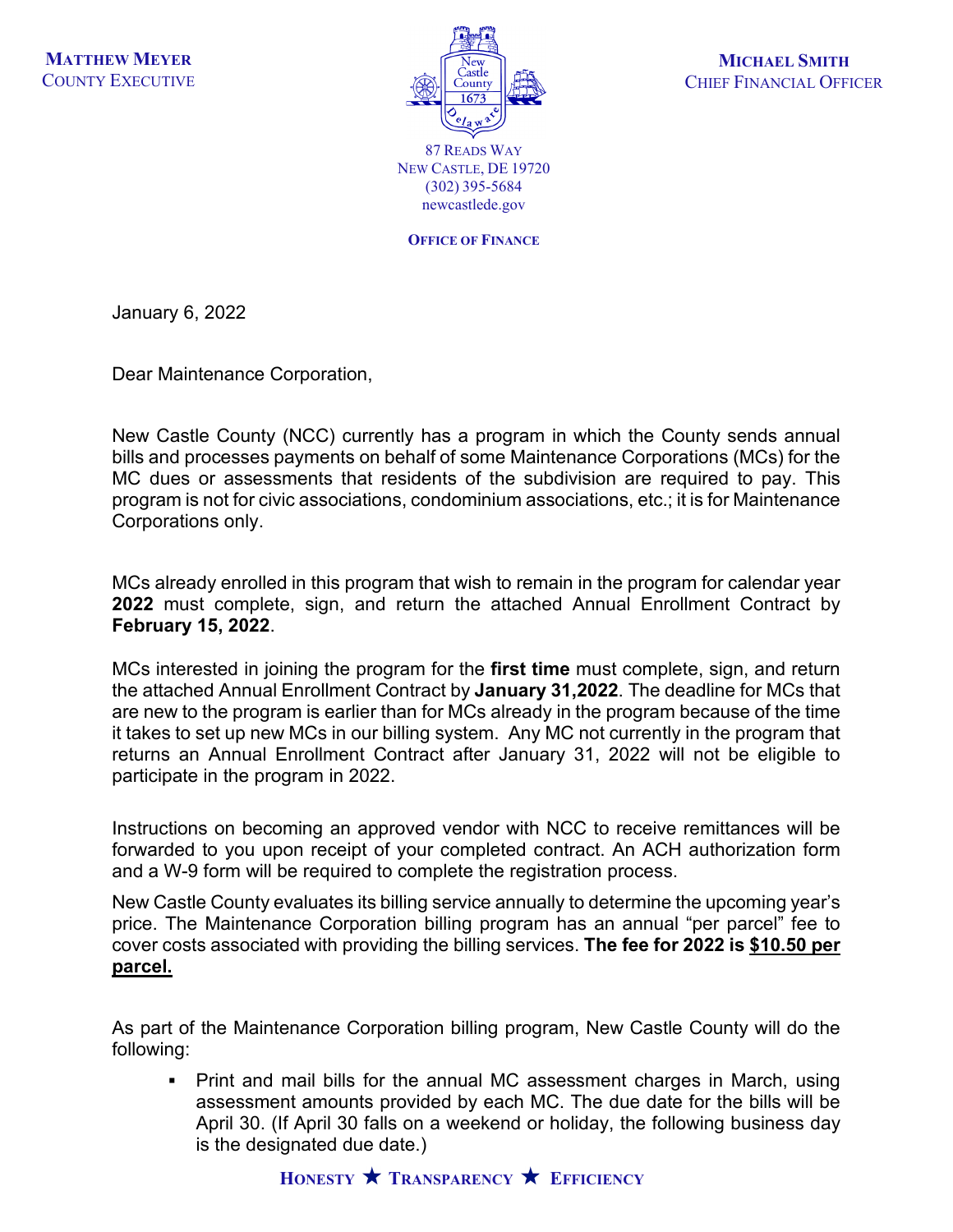**MATTHEW MEYER**
COUNTY EXECUTIVE

**MICHAEL SMITH**
CHIEF FINANCIAL OFFICER

87 READS WAY
NEW CASTLE, DE 19720
(302) 395-5684
newcastlede.gov

**OFFICE OF FINANCE**

January 6, 2022

Dear Maintenance Corporation,

New Castle County (NCC) currently has a program in which the County sends annual bills and processes payments on behalf of some Maintenance Corporations (MCs) for the MC dues or assessments that residents of the subdivision are required to pay. This program is not for civic associations, condominium associations, etc.; it is for Maintenance Corporations only.

MCs already enrolled in this program that wish to remain in the program for calendar year **2022** must complete, sign, and return the attached Annual Enrollment Contract by **February 15, 2022**.

MCs interested in joining the program for the **first time** must complete, sign, and return the attached Annual Enrollment Contract by **January 31,2022**. The deadline for MCs that are new to the program is earlier than for MCs already in the program because of the time it takes to set up new MCs in our billing system. Any MC not currently in the program that returns an Annual Enrollment Contract after January 31, 2022 will not be eligible to participate in the program in 2022.

Instructions on becoming an approved vendor with NCC to receive remittances will be forwarded to you upon receipt of your completed contract. An ACH authorization form and a W-9 form will be required to complete the registration process.

New Castle County evaluates its billing service annually to determine the upcoming year's price. The Maintenance Corporation billing program has an annual "per parcel" fee to cover costs associated with providing the billing services. **The fee for 2022 is <u>$10.50 per parcel.</u>**

As part of the Maintenance Corporation billing program, New Castle County will do the following:

- Print and mail bills for the annual MC assessment charges in March, using assessment amounts provided by each MC. The due date for the bills will be April 30. (If April 30 falls on a weekend or holiday, the following business day is the designated due date.)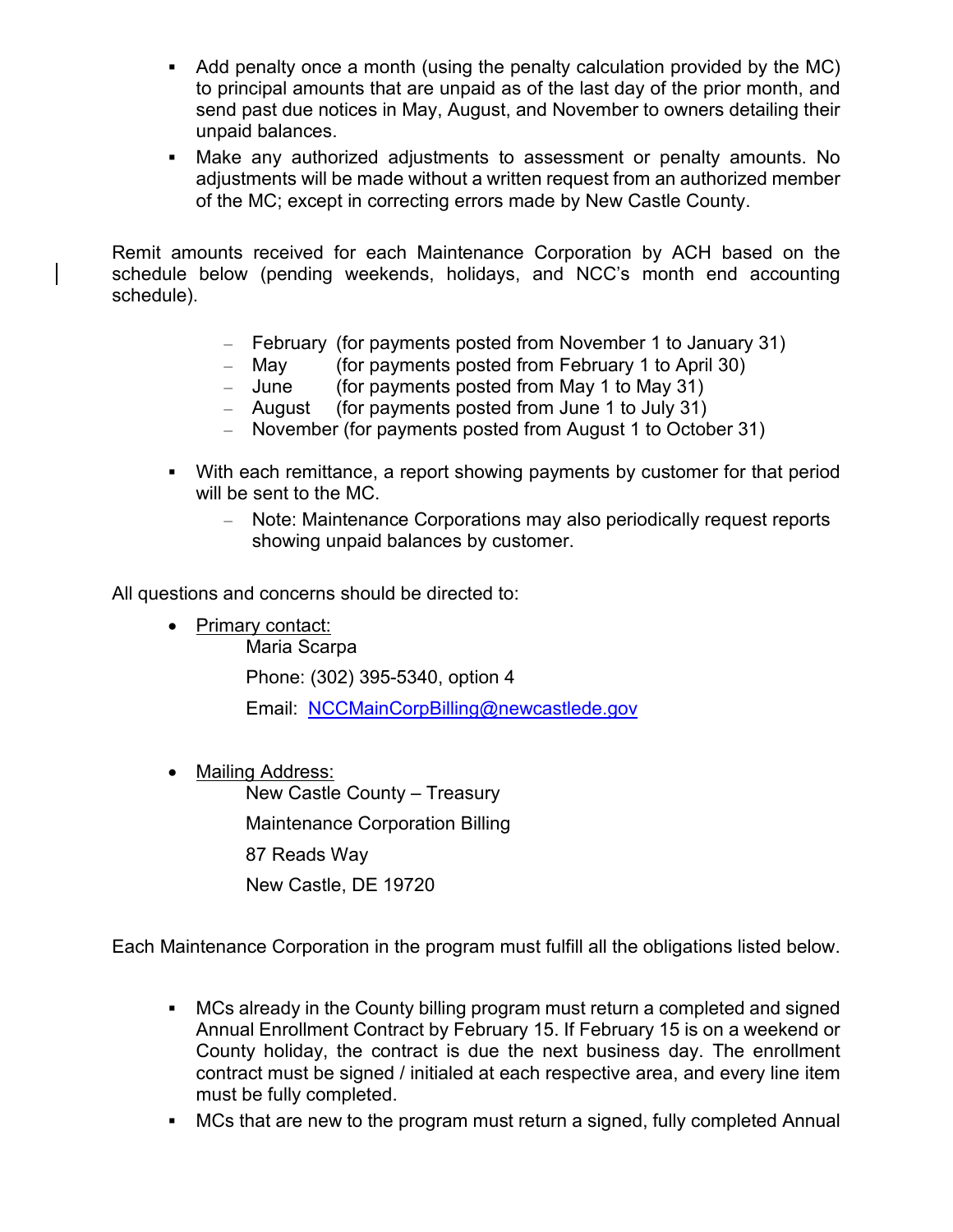- Add penalty once a month (using the penalty calculation provided by the MC) to principal amounts that are unpaid as of the last day of the prior month, and send past due notices in May, August, and November to owners detailing their unpaid balances.
- Make any authorized adjustments to assessment or penalty amounts. No adjustments will be made without a written request from an authorized member of the MC; except in correcting errors made by New Castle County.

Remit amounts received for each Maintenance Corporation by ACH based on the schedule below (pending weekends, holidays, and NCC's month end accounting schedule).

- February (for payments posted from November 1 to January 31)
- May (for payments posted from February 1 to April 30)
- June (for payments posted from May 1 to May 31)
- August (for payments posted from June 1 to July 31)
- November (for payments posted from August 1 to October 31)

- With each remittance, a report showing payments by customer for that period will be sent to the MC.
  - Note: Maintenance Corporations may also periodically request reports showing unpaid balances by customer.

All questions and concerns should be directed to:

- Primary contact:
  Maria Scarpa
  Phone: (302) 395-5340, option 4
  Email: NCCMainCorpBilling@newcastlede.gov

- Mailing Address:
  New Castle County – Treasury
  Maintenance Corporation Billing
  87 Reads Way
  New Castle, DE 19720

Each Maintenance Corporation in the program must fulfill all the obligations listed below.

- MCs already in the County billing program must return a completed and signed Annual Enrollment Contract by February 15. If February 15 is on a weekend or County holiday, the contract is due the next business day. The enrollment contract must be signed / initialed at each respective area, and every line item must be fully completed.
- MCs that are new to the program must return a signed, fully completed Annual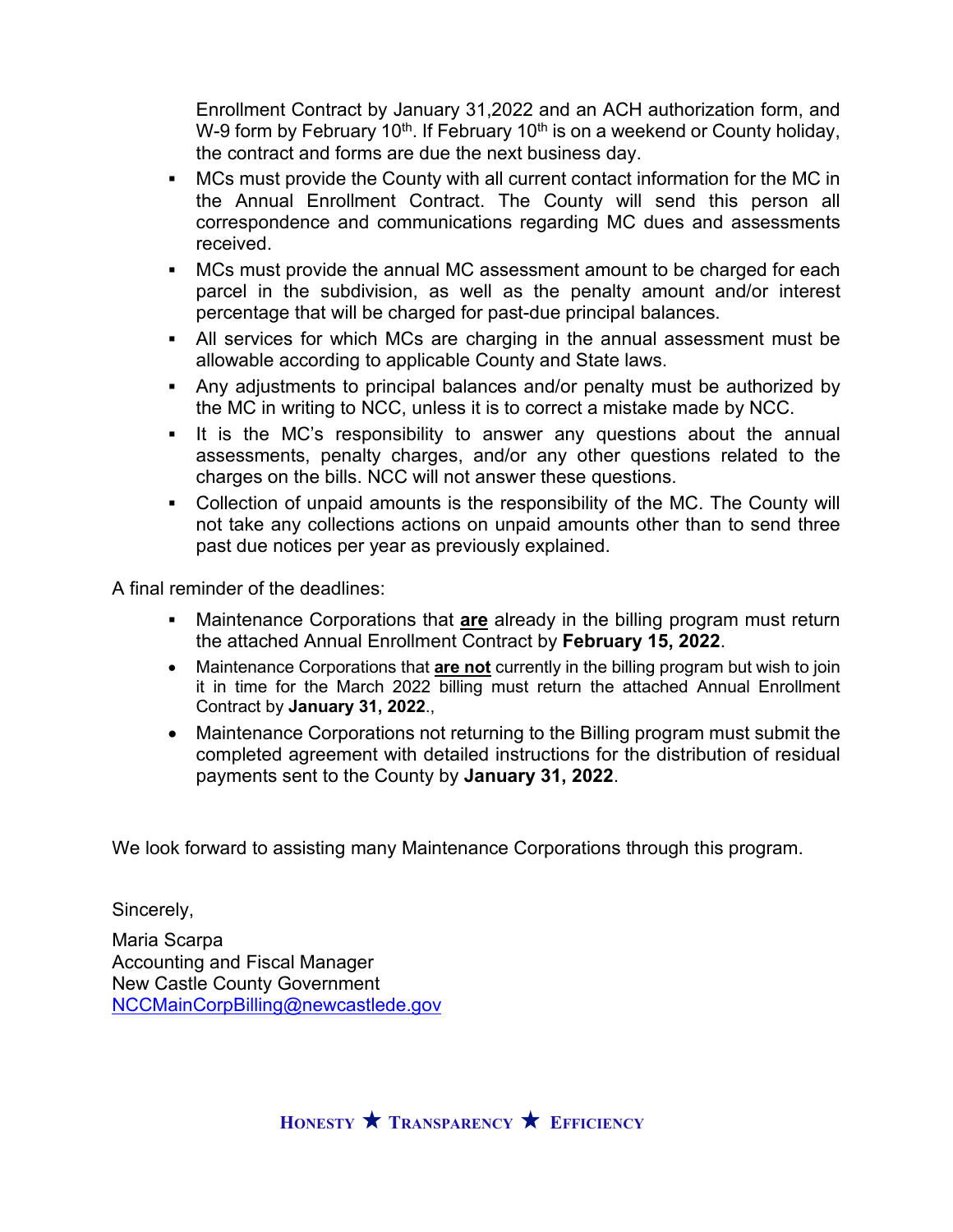Enrollment Contract by January 31,2022 and an ACH authorization form, and W-9 form by February 10th. If February 10th is on a weekend or County holiday, the contract and forms are due the next business day.

- MCs must provide the County with all current contact information for the MC in the Annual Enrollment Contract. The County will send this person all correspondence and communications regarding MC dues and assessments received.
- MCs must provide the annual MC assessment amount to be charged for each parcel in the subdivision, as well as the penalty amount and/or interest percentage that will be charged for past-due principal balances.
- All services for which MCs are charging in the annual assessment must be allowable according to applicable County and State laws.
- Any adjustments to principal balances and/or penalty must be authorized by the MC in writing to NCC, unless it is to correct a mistake made by NCC.
- It is the MC's responsibility to answer any questions about the annual assessments, penalty charges, and/or any other questions related to the charges on the bills. NCC will not answer these questions.
- Collection of unpaid amounts is the responsibility of the MC. The County will not take any collections actions on unpaid amounts other than to send three past due notices per year as previously explained.

A final reminder of the deadlines:

- Maintenance Corporations that **are** already in the billing program must return the attached Annual Enrollment Contract by **February 15, 2022**.
- Maintenance Corporations that **are not** currently in the billing program but wish to join it in time for the March 2022 billing must return the attached Annual Enrollment Contract by **January 31, 2022**.,
- Maintenance Corporations not returning to the Billing program must submit the completed agreement with detailed instructions for the distribution of residual payments sent to the County by **January 31, 2022**.

We look forward to assisting many Maintenance Corporations through this program.

Sincerely,

Maria Scarpa
Accounting and Fiscal Manager
New Castle County Government
NCCMainCorpBilling@newcastlede.gov

HONESTY ★ TRANSPARENCY ★ EFFICIENCY